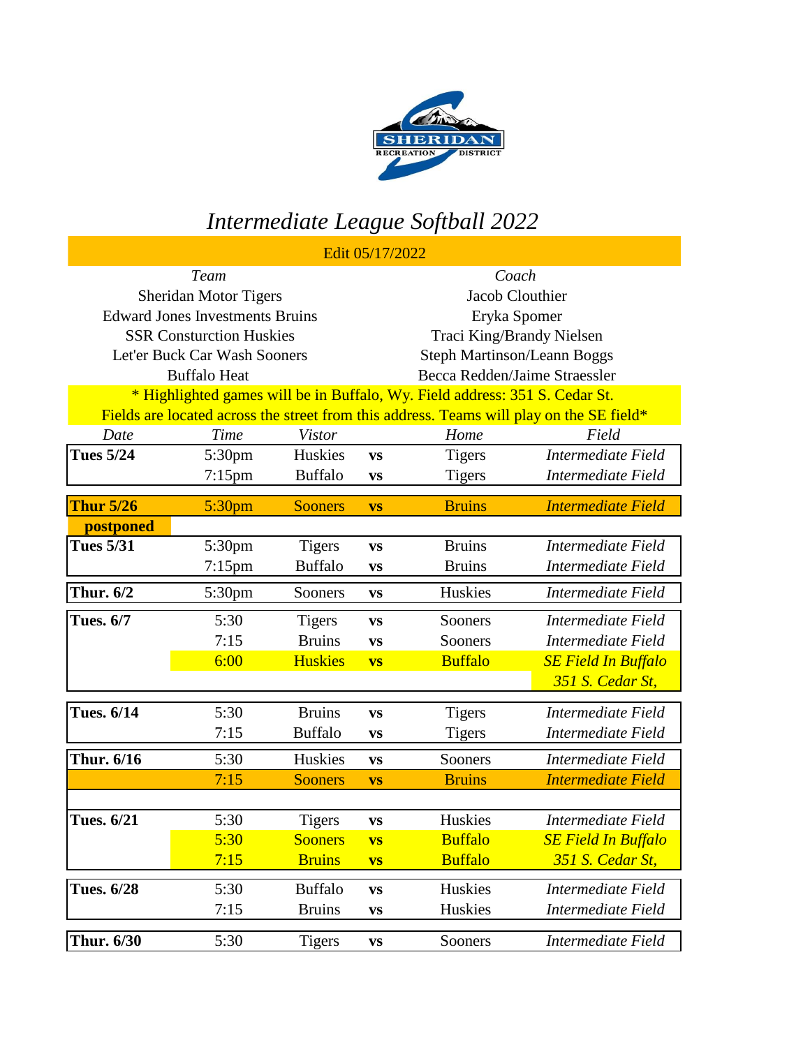# Intermediate League Softball 2022

Edit 05/17/2022

| *Team* | *Coach* |
|---|---|
| Sheridan Motor Tigers | Jacob Clouthier |
| Edward Jones Investments Bruins | Eryka Spomer |
| SSR Consturction Huskies | Traci King/Brandy Nielsen |
| Let'er Buck Car Wash Sooners | Steph Martinson/Leann Boggs |
| Buffalo Heat | Becca Redden/Jaime Straessler |

\* Highlighted games will be in Buffalo, Wy. Field address: 351 S. Cedar St. Fields are located across the street from this address. Teams will play on the SE field*

| *Date* | *Time* | *Vistor* | | *Home* | *Field* |
|---|---|---|---|---|---|
| **Tues 5/24** | 5:30pm | Huskies | **vs** | Tigers | *Intermediate Field* |
| | 7:15pm | Buffalo | **vs** | Tigers | *Intermediate Field* |
| **Thur 5/26** | 5:30pm | Sooners | **vs** | Bruins | *Intermediate Field* |
| **postponed** | | | | | |
| **Tues 5/31** | 5:30pm | Tigers | **vs** | Bruins | *Intermediate Field* |
| | 7:15pm | Buffalo | **vs** | Bruins | *Intermediate Field* |
| **Thur. 6/2** | 5:30pm | Sooners | **vs** | Huskies | *Intermediate Field* |
| **Tues. 6/7** | 5:30 | Tigers | **vs** | Sooners | *Intermediate Field* |
| | 7:15 | Bruins | **vs** | Sooners | *Intermediate Field* |
| | 6:00 | Huskies | **vs** | Buffalo | *SE Field In Buffalo 351 S. Cedar St,* |
| **Tues. 6/14** | 5:30 | Bruins | **vs** | Tigers | *Intermediate Field* |
| | 7:15 | Buffalo | **vs** | Tigers | *Intermediate Field* |
| **Thur. 6/16** | 5:30 | Huskies | **vs** | Sooners | *Intermediate Field* |
| | 7:15 | Sooners | **vs** | Bruins | *Intermediate Field* |
| **Tues. 6/21** | 5:30 | Tigers | **vs** | Huskies | *Intermediate Field* |
| | 5:30 | Sooners | **vs** | Buffalo | *SE Field In Buffalo* |
| | 7:15 | Bruins | **vs** | Buffalo | *351 S. Cedar St,* |
| **Tues. 6/28** | 5:30 | Buffalo | **vs** | Huskies | *Intermediate Field* |
| | 7:15 | Bruins | **vs** | Huskies | *Intermediate Field* |
| **Thur. 6/30** | 5:30 | Tigers | **vs** | Sooners | *Intermediate Field* |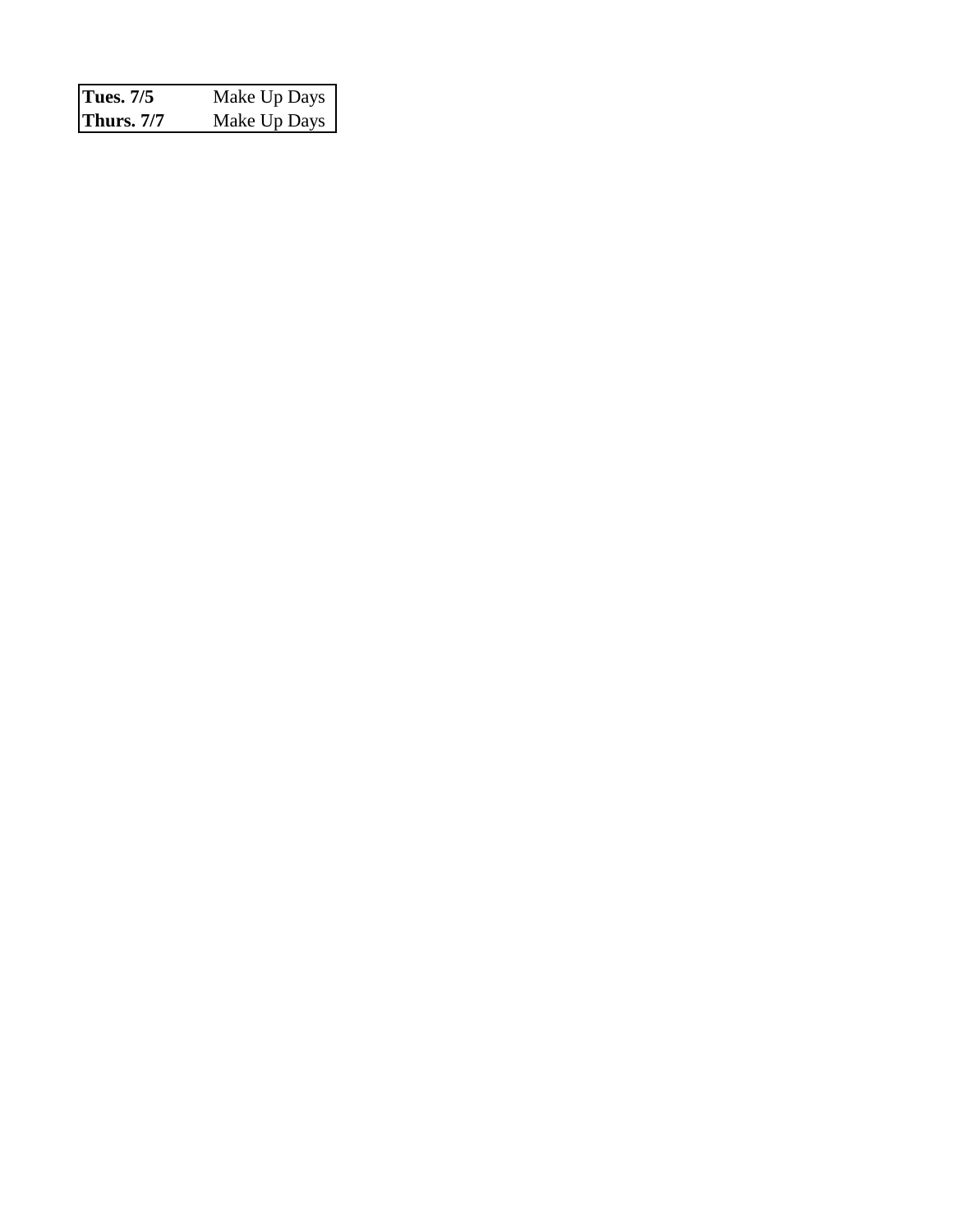| | |
|---|---|
| **Tues. 7/5** | Make Up Days |
| **Thurs. 7/7** | Make Up Days |